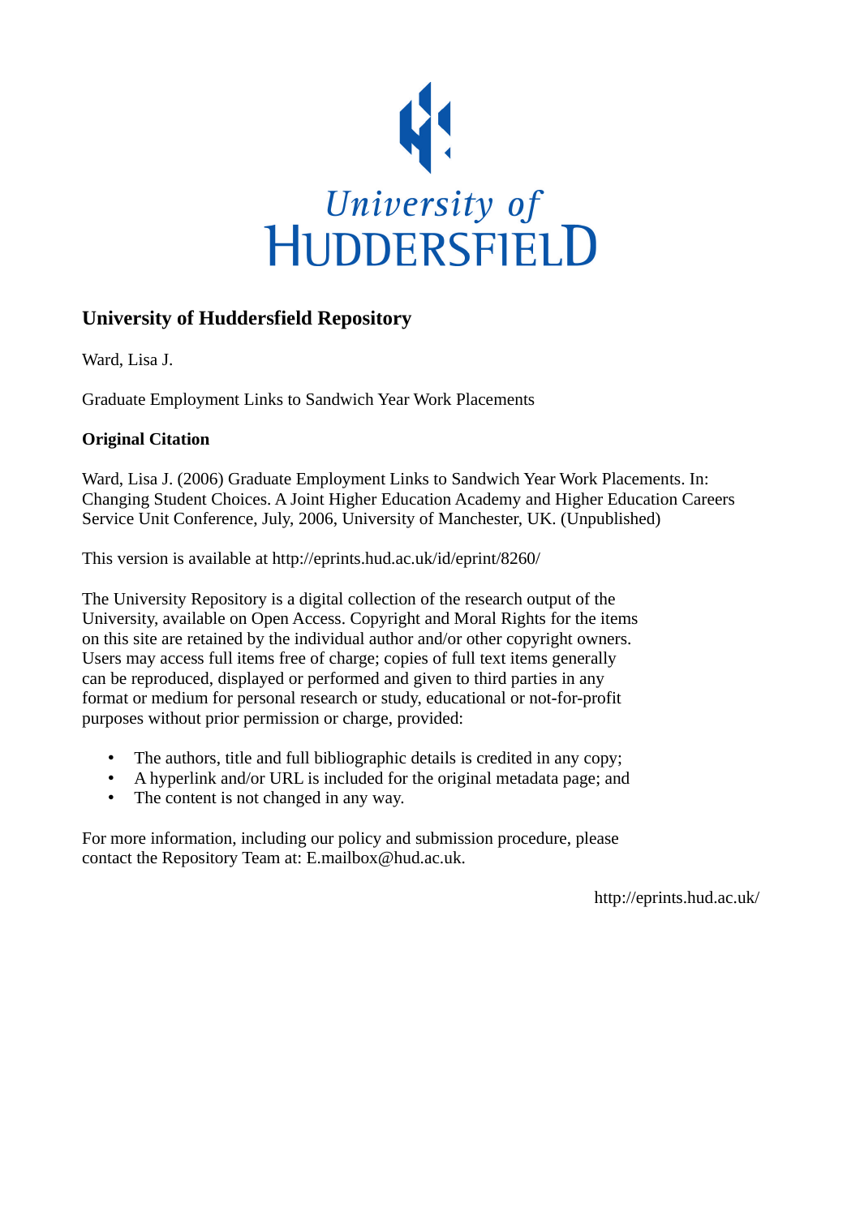University of HUDDERSFIELD

## University of Huddersfield Repository

Ward, Lisa J.

Graduate Employment Links to Sandwich Year Work Placements

### Original Citation

Ward, Lisa J. (2006) Graduate Employment Links to Sandwich Year Work Placements. In: Changing Student Choices. A Joint Higher Education Academy and Higher Education Careers Service Unit Conference, July, 2006, University of Manchester, UK. (Unpublished)

This version is available at http://eprints.hud.ac.uk/id/eprint/8260/

The University Repository is a digital collection of the research output of the University, available on Open Access. Copyright and Moral Rights for the items on this site are retained by the individual author and/or other copyright owners. Users may access full items free of charge; copies of full text items generally can be reproduced, displayed or performed and given to third parties in any format or medium for personal research or study, educational or not-for-profit purposes without prior permission or charge, provided:

- The authors, title and full bibliographic details is credited in any copy;
- A hyperlink and/or URL is included for the original metadata page; and
- The content is not changed in any way.

For more information, including our policy and submission procedure, please contact the Repository Team at: E.mailbox@hud.ac.uk.

http://eprints.hud.ac.uk/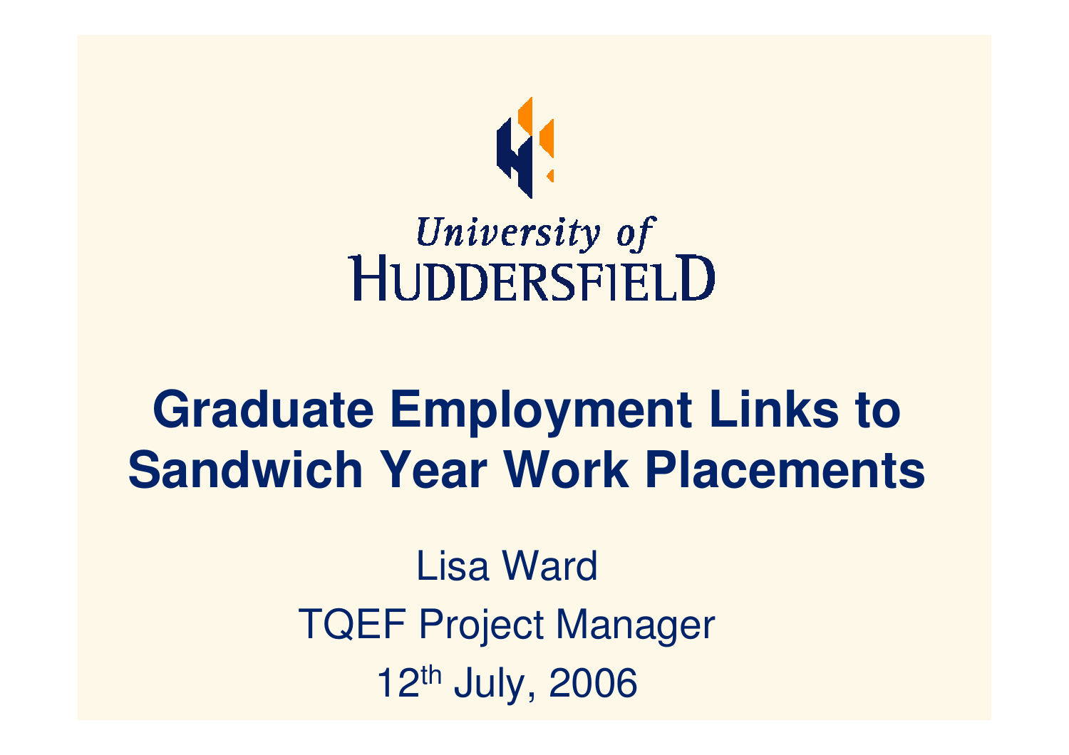University of
HUDDERSFIELD

# Graduate Employment Links to Sandwich Year Work Placements

Lisa Ward

TQEF Project Manager

12th July, 2006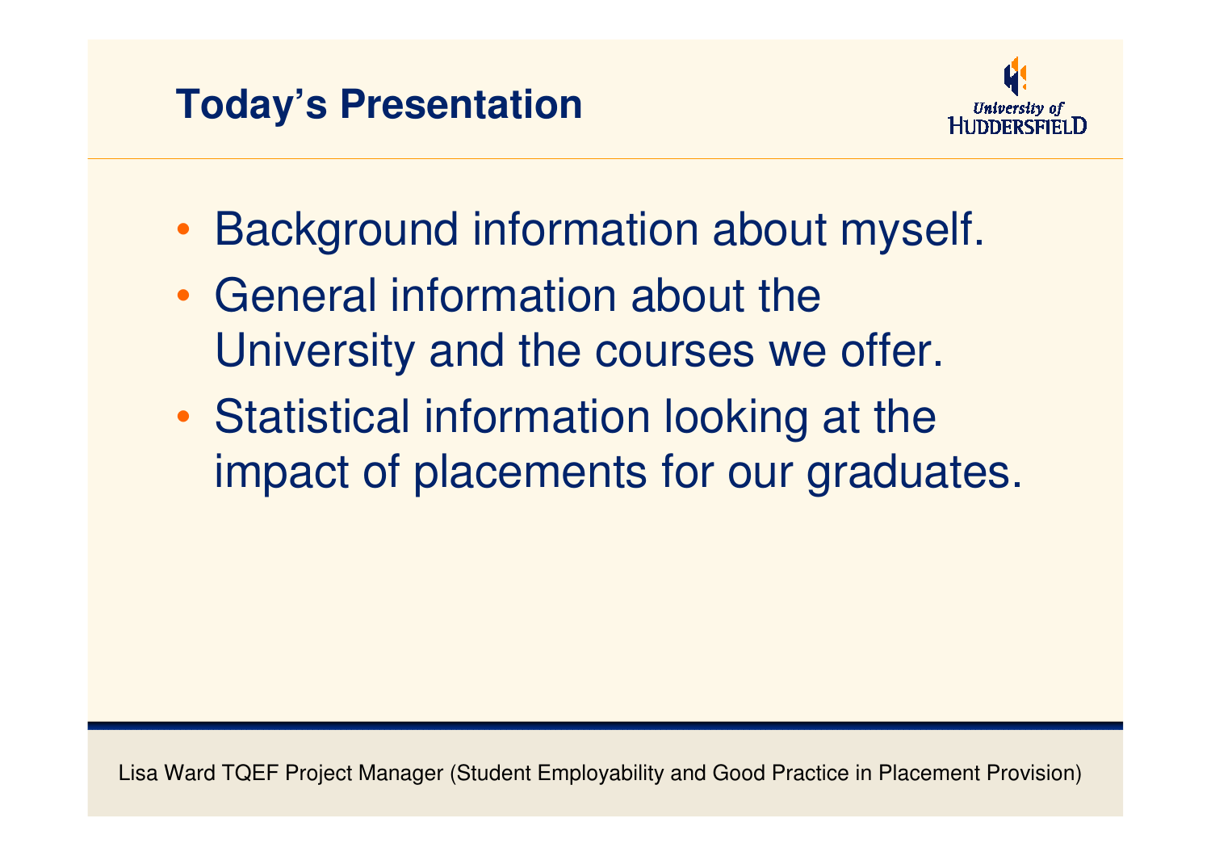## Today's Presentation

- Background information about myself.
- General information about the University and the courses we offer.
- Statistical information looking at the impact of placements for our graduates.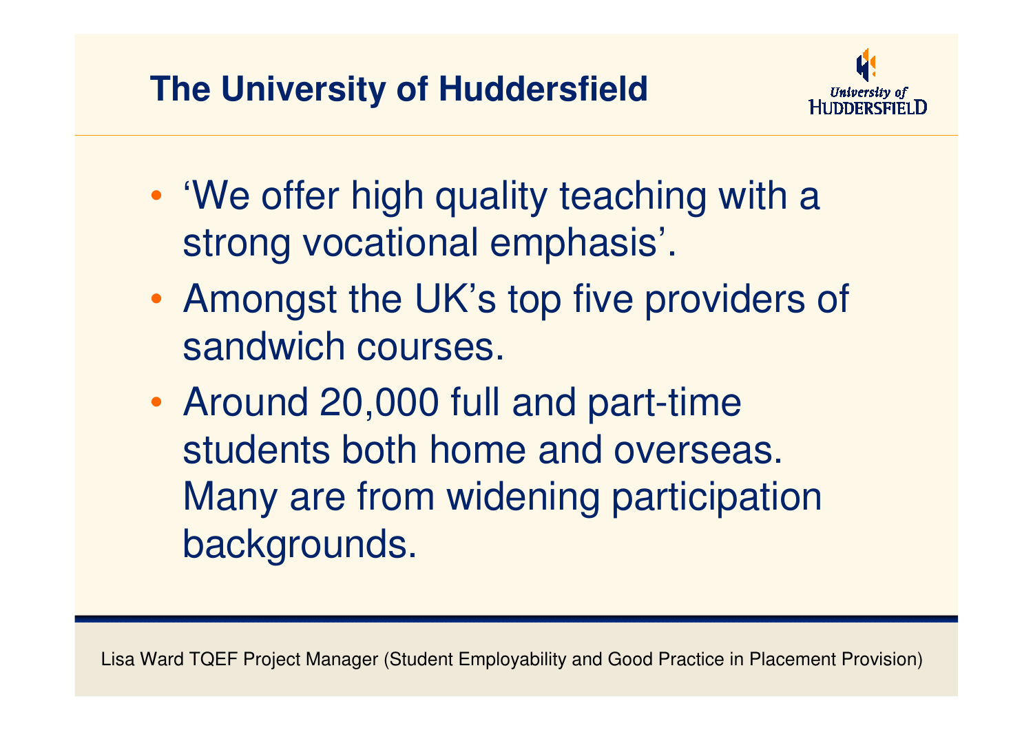## The University of Huddersfield

- 'We offer high quality teaching with a strong vocational emphasis'.
- Amongst the UK's top five providers of sandwich courses.
- Around 20,000 full and part-time students both home and overseas. Many are from widening participation backgrounds.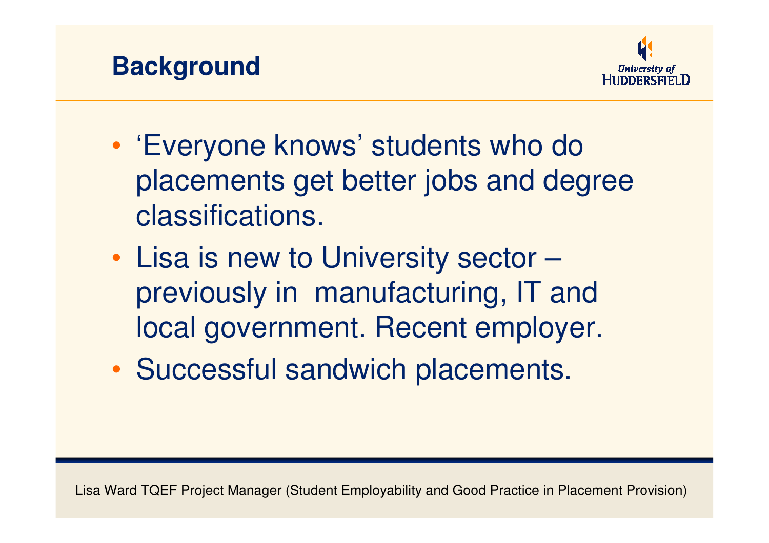# Background

- 'Everyone knows' students who do placements get better jobs and degree classifications.
- Lisa is new to University sector – previously in manufacturing, IT and local government. Recent employer.
- Successful sandwich placements.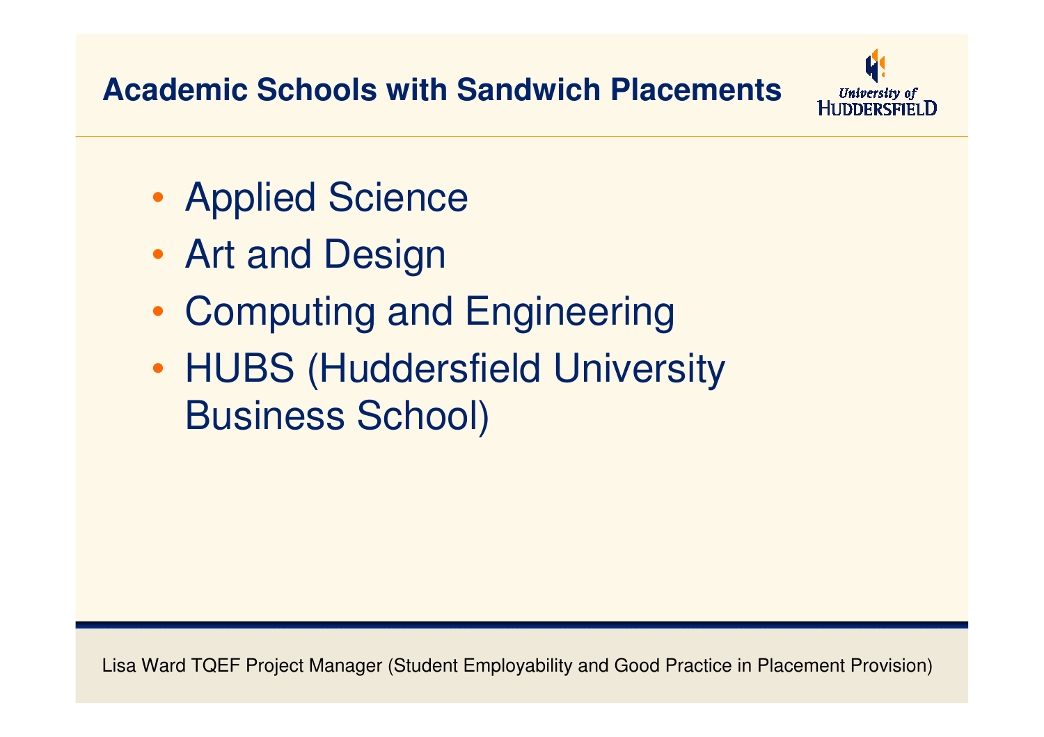## Academic Schools with Sandwich Placements

- Applied Science
- Art and Design
- Computing and Engineering
- HUBS (Huddersfield University Business School)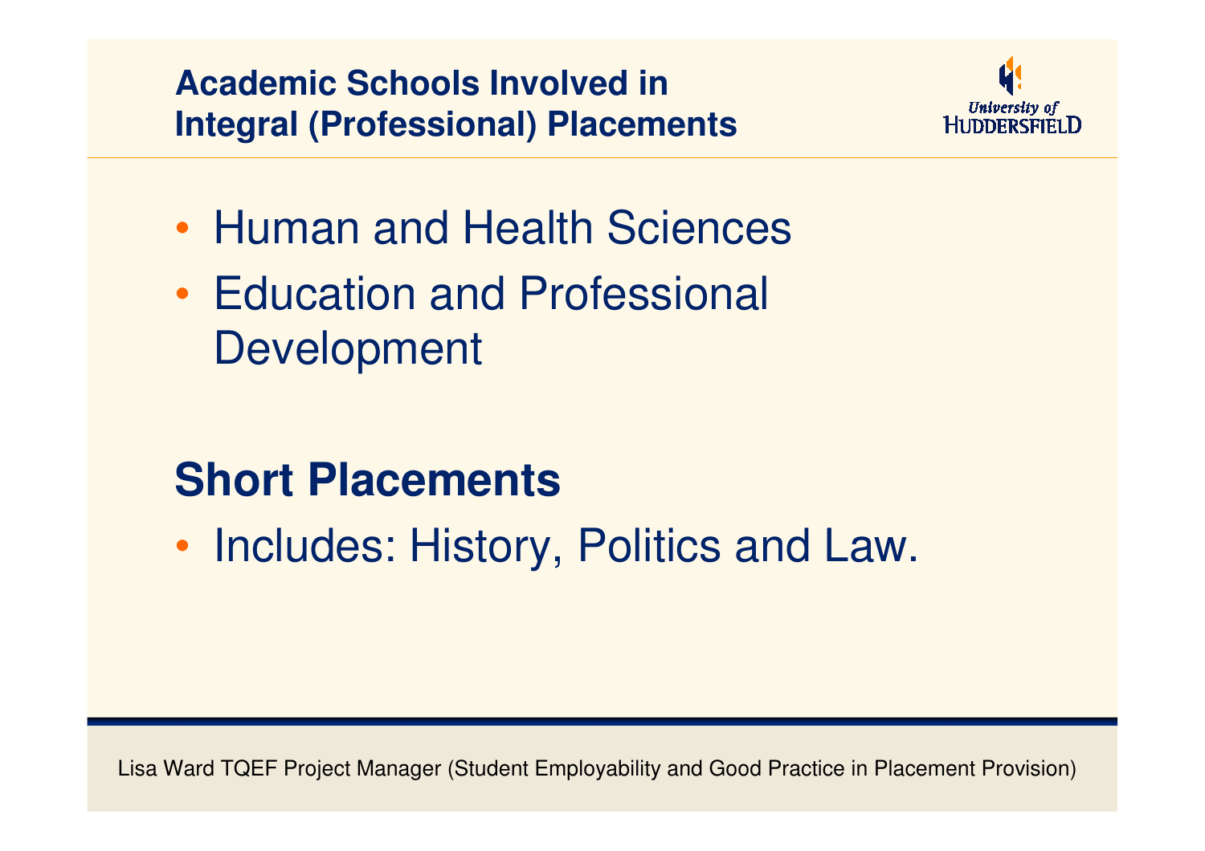## Academic Schools Involved in Integral (Professional) Placements

- Human and Health Sciences
- Education and Professional Development

## Short Placements

- Includes: History, Politics and Law.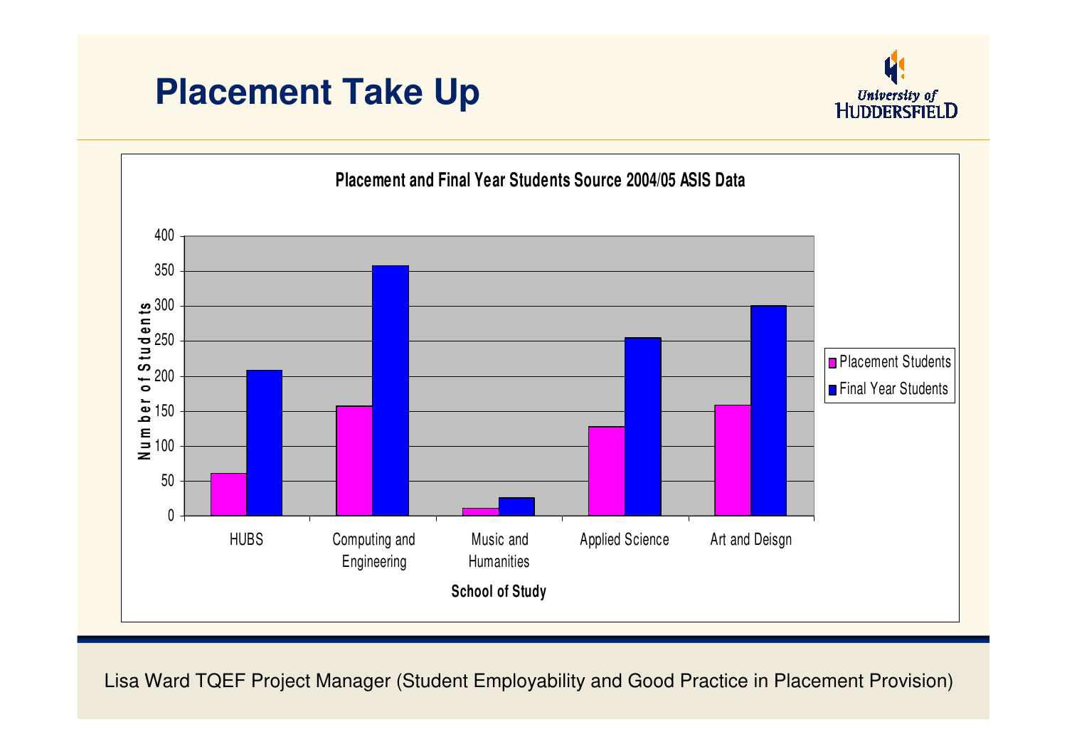# Placement Take Up

**Placement and Final Year Students Source 2004/05 ASIS Data**

| School of Study | Placement Students | Final Year Students |
|---|---|---|
| HUBS | 60 | 208 |
| Computing and Engineering | 157 | 357 |
| Music and Humanities | 10 | 25 |
| Applied Science | 127 | 254 |
| Art and Deisgn | 158 | 300 |

Lisa Ward TQEF Project Manager (Student Employability and Good Practice in Placement Provision)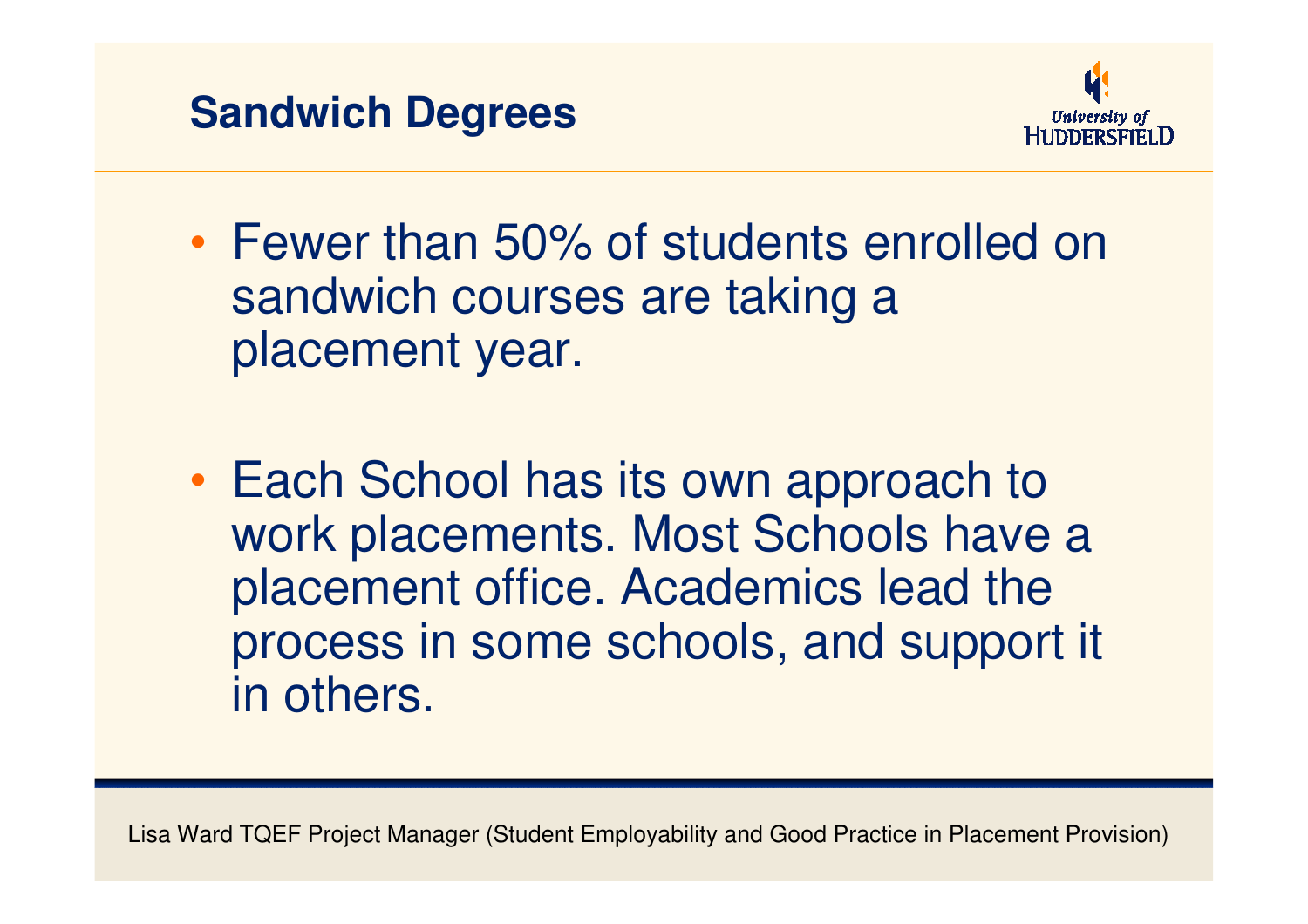## Sandwich Degrees

- Fewer than 50% of students enrolled on sandwich courses are taking a placement year.
- Each School has its own approach to work placements. Most Schools have a placement office. Academics lead the process in some schools, and support it in others.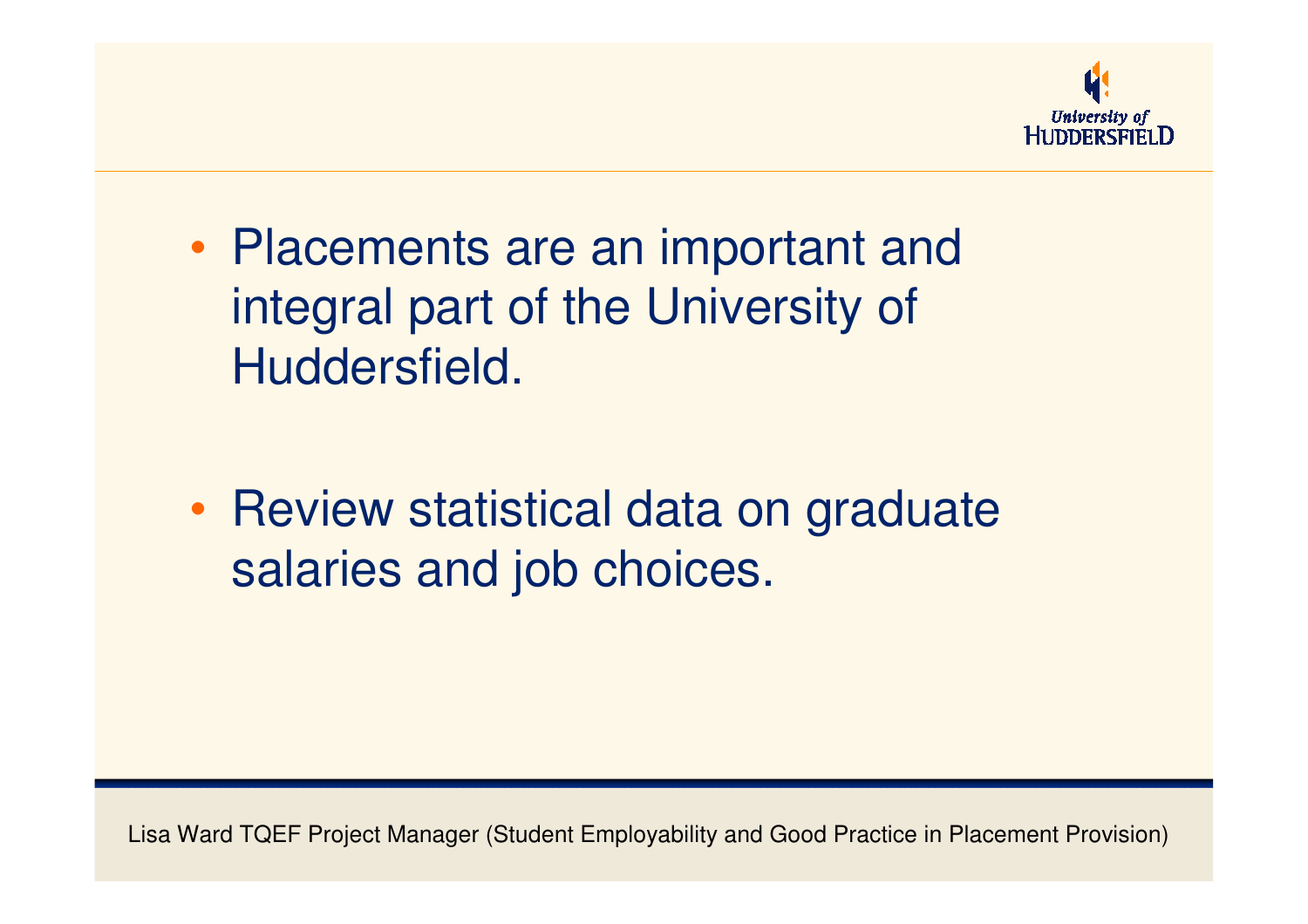- Placements are an important and integral part of the University of Huddersfield.

- Review statistical data on graduate salaries and job choices.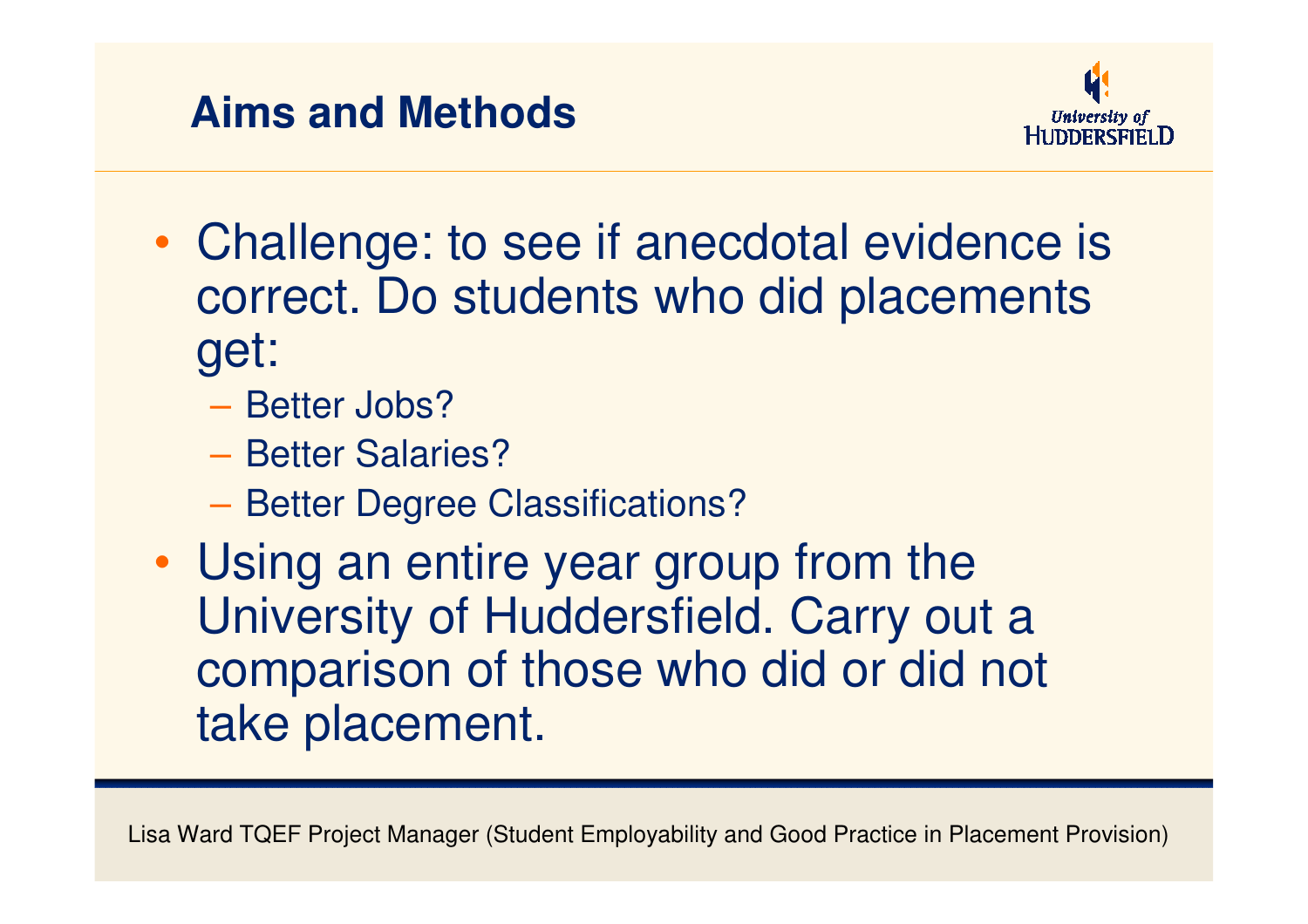## Aims and Methods

- Challenge: to see if anecdotal evidence is correct. Do students who did placements get:
  - Better Jobs?
  - Better Salaries?
  - Better Degree Classifications?
- Using an entire year group from the University of Huddersfield. Carry out a comparison of those who did or did not take placement.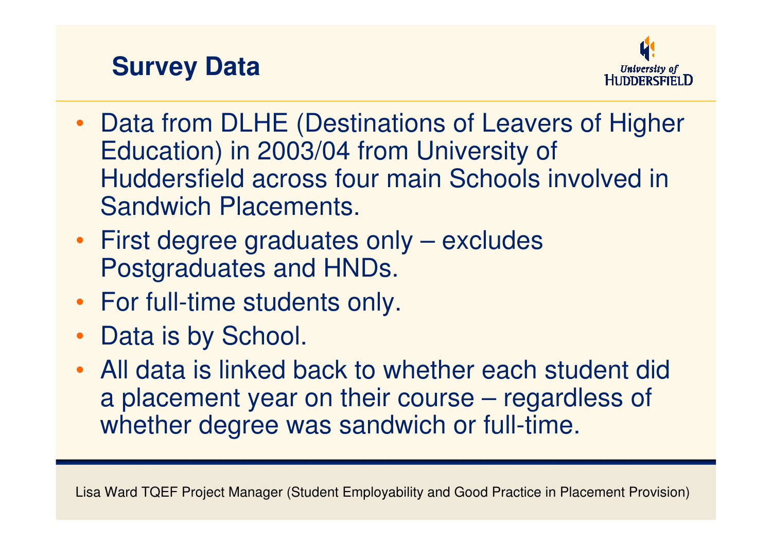## Survey Data

- Data from DLHE (Destinations of Leavers of Higher Education) in 2003/04 from University of Huddersfield across four main Schools involved in Sandwich Placements.
- First degree graduates only – excludes Postgraduates and HNDs.
- For full-time students only.
- Data is by School.
- All data is linked back to whether each student did a placement year on their course – regardless of whether degree was sandwich or full-time.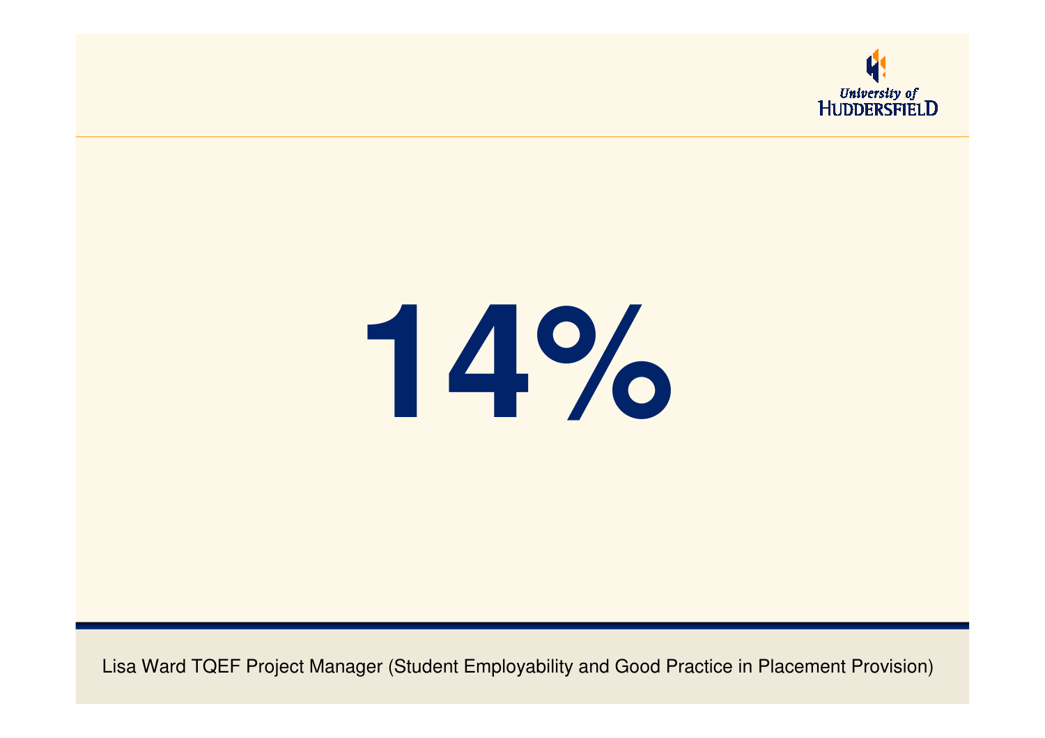# 14%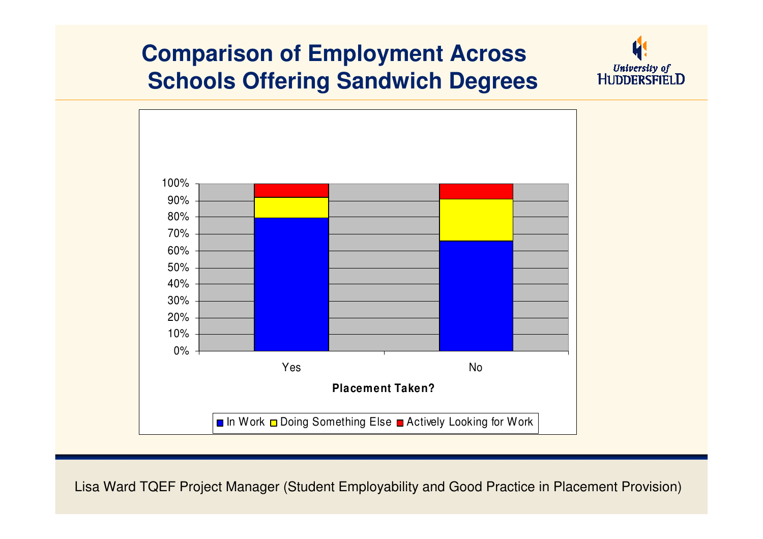# Comparison of Employment Across Schools Offering Sandwich Degrees

100%
90%
80%
70%
60%
50%
40%
30%
20%
10%
0%

Yes | No

**Placement Taken?**

■ In Work ■ Doing Something Else ■ Actively Looking for Work

Lisa Ward TQEF Project Manager (Student Employability and Good Practice in Placement Provision)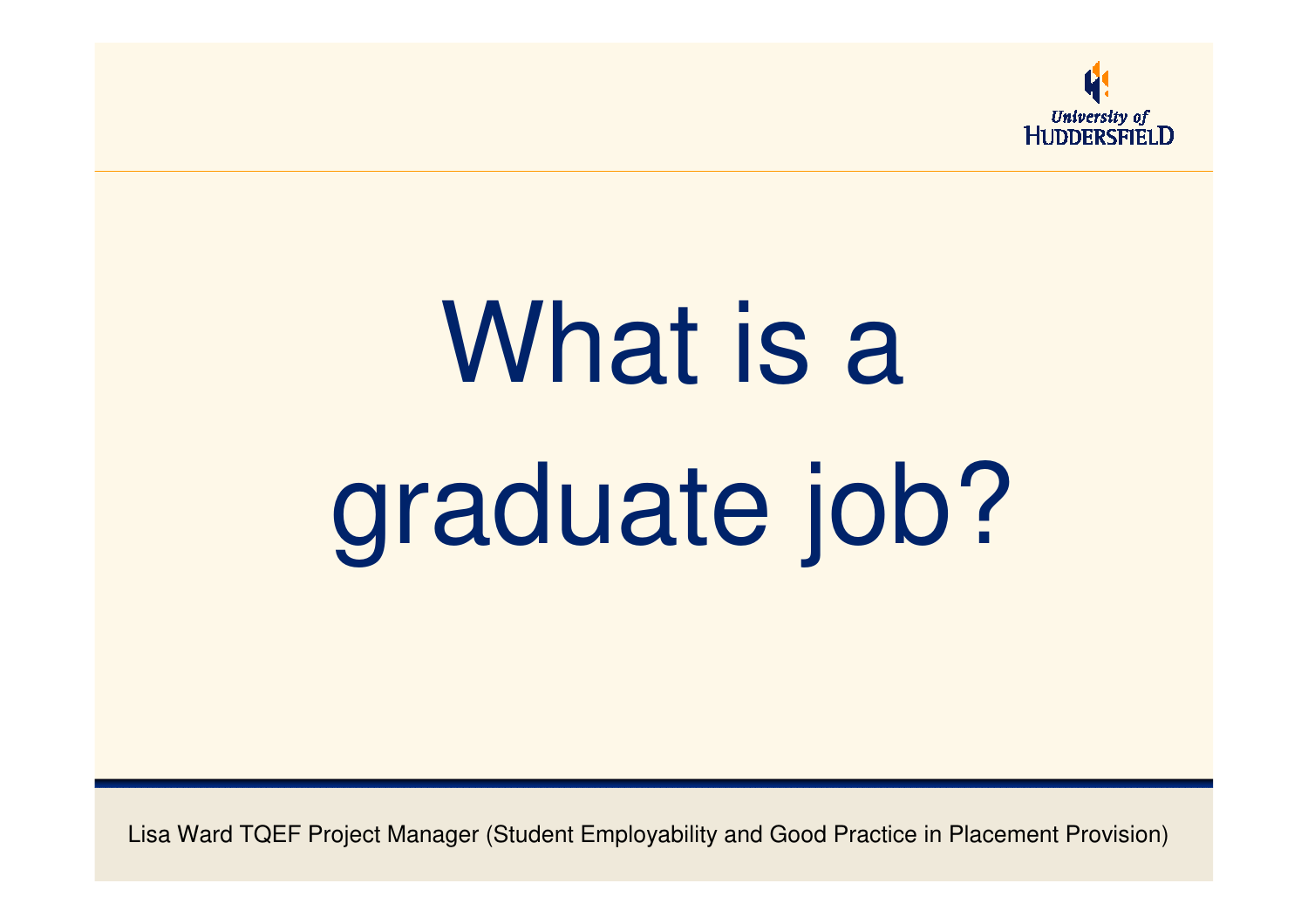# What is a graduate job?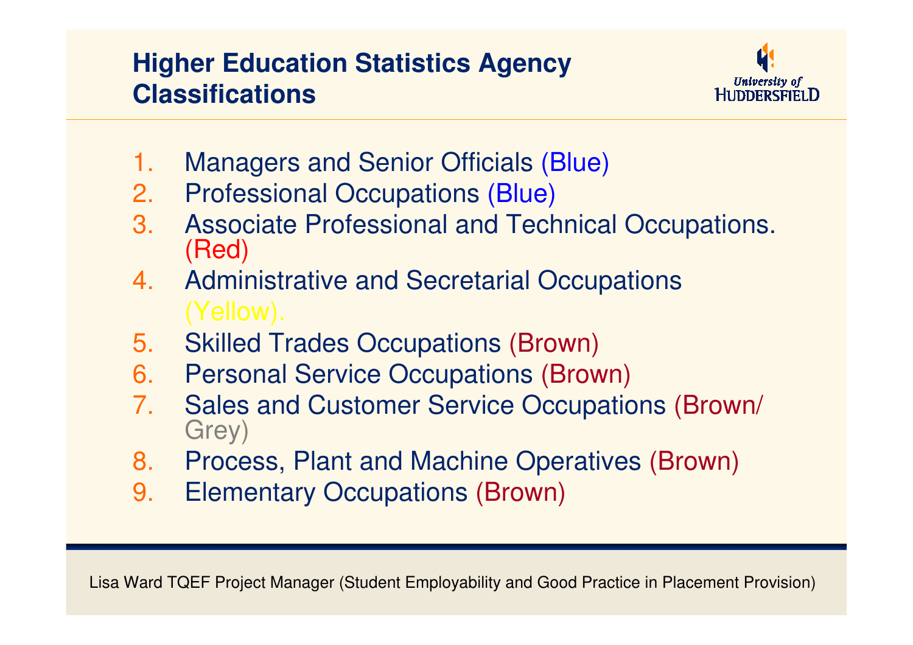## Higher Education Statistics Agency Classifications

1. Managers and Senior Officials (Blue)
2. Professional Occupations (Blue)
3. Associate Professional and Technical Occupations. (Red)
4. Administrative and Secretarial Occupations (Yellow).
5. Skilled Trades Occupations (Brown)
6. Personal Service Occupations (Brown)
7. Sales and Customer Service Occupations (Brown/ Grey)
8. Process, Plant and Machine Operatives (Brown)
9. Elementary Occupations (Brown)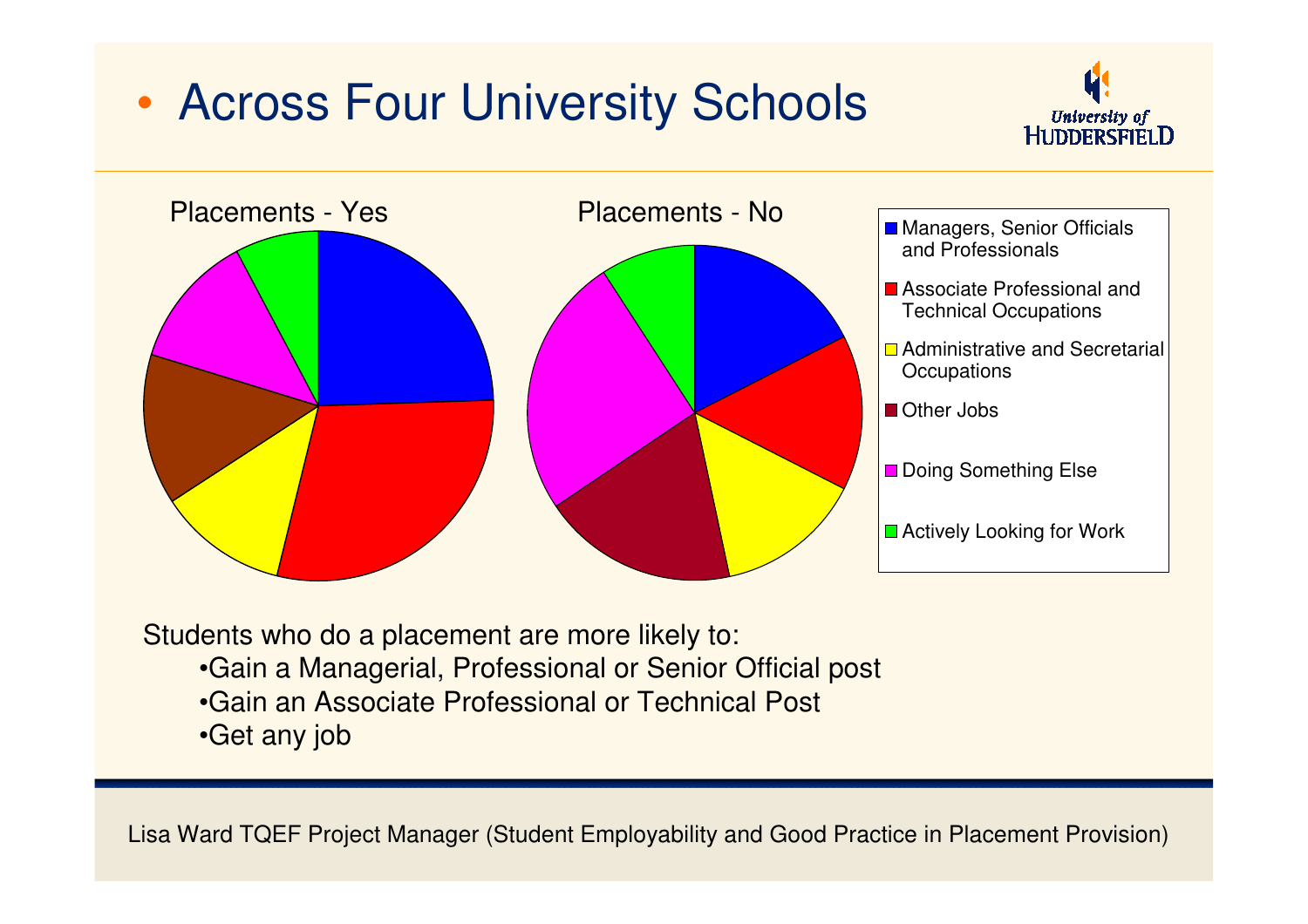# Across Four University Schools

Placements - Yes

Placements - No

- Managers, Senior Officials and Professionals
- Associate Professional and Technical Occupations
- Administrative and Secretarial Occupations
- Other Jobs
- Doing Something Else
- Actively Looking for Work

Students who do a placement are more likely to:

- Gain a Managerial, Professional or Senior Official post
- Gain an Associate Professional or Technical Post
- Get any job

Lisa Ward TQEF Project Manager (Student Employability and Good Practice in Placement Provision)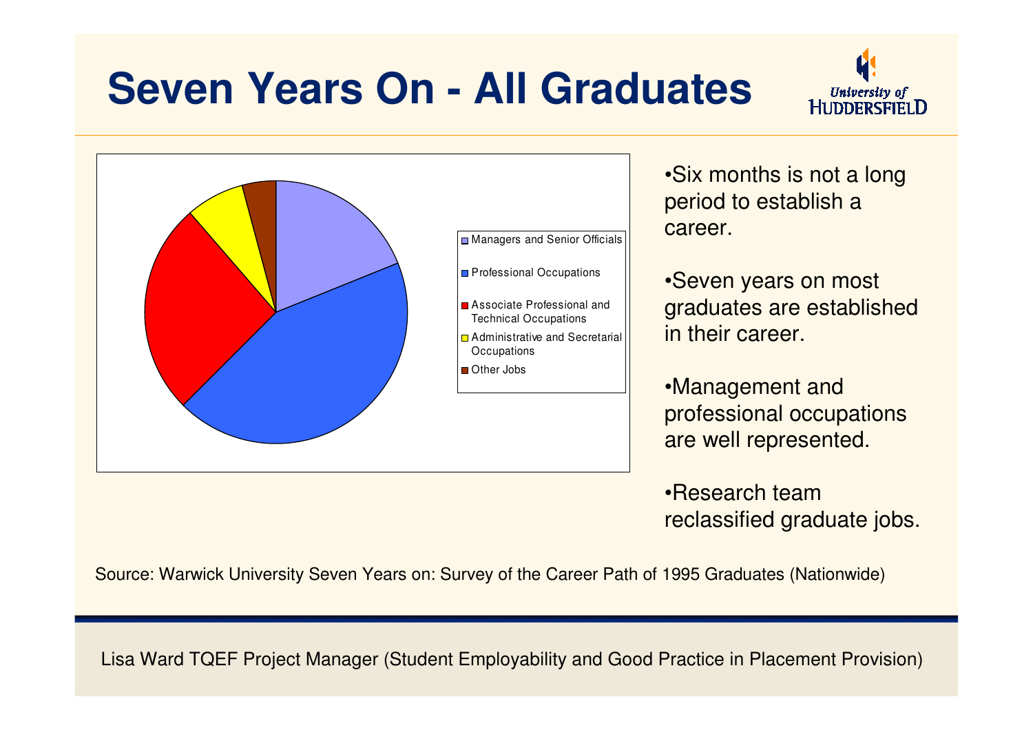# Seven Years On - All Graduates

- Managers and Senior Officials
- Professional Occupations
- Associate Professional and Technical Occupations
- Administrative and Secretarial Occupations
- Other Jobs

- Six months is not a long period to establish a career.
- Seven years on most graduates are established in their career.
- Management and professional occupations are well represented.
- Research team reclassified graduate jobs.

Source: Warwick University Seven Years on: Survey of the Career Path of 1995 Graduates (Nationwide)

Lisa Ward TQEF Project Manager (Student Employability and Good Practice in Placement Provision)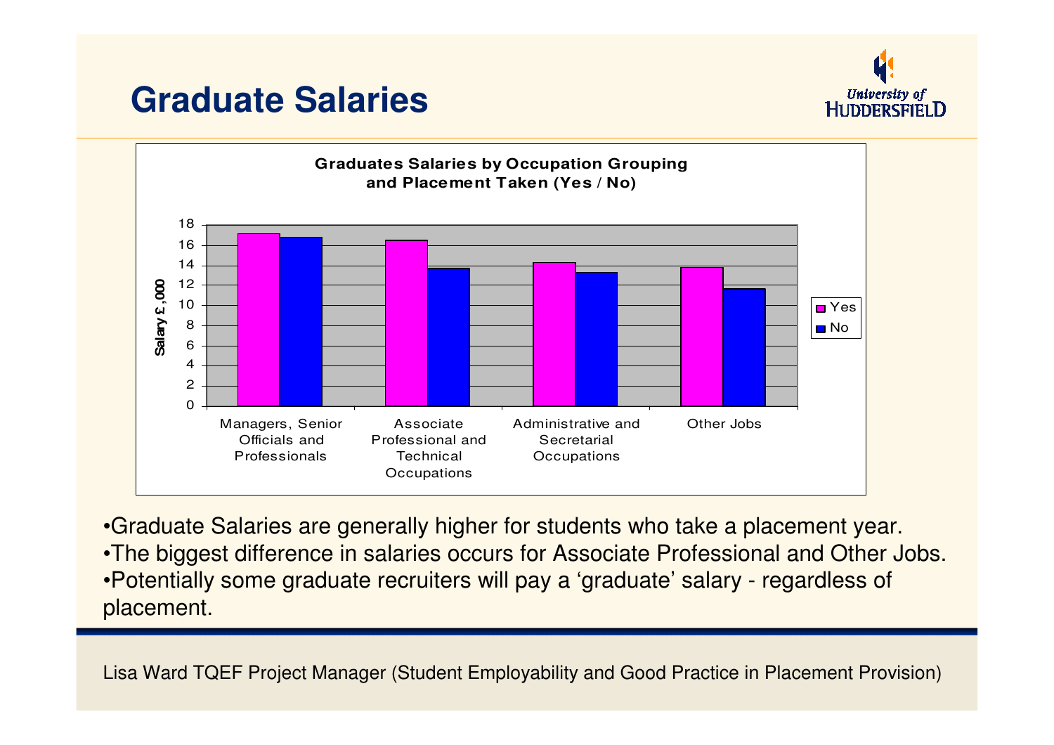# Graduate Salaries

**Graduates Salaries by Occupation Grouping and Placement Taken (Yes / No)**

| Occupation Grouping | Yes | No |
|---|---|---|
| Managers, Senior Officials and Professionals | 17.1 | 16.8 |
| Associate Professional and Technical Occupations | 16.5 | 13.7 |
| Administrative and Secretarial Occupations | 14.3 | 13.3 |
| Other Jobs | 13.8 | 11.6 |

Salary £,000

- Graduate Salaries are generally higher for students who take a placement year.
- The biggest difference in salaries occurs for Associate Professional and Other Jobs.
- Potentially some graduate recruiters will pay a 'graduate' salary - regardless of placement.

Lisa Ward TQEF Project Manager (Student Employability and Good Practice in Placement Provision)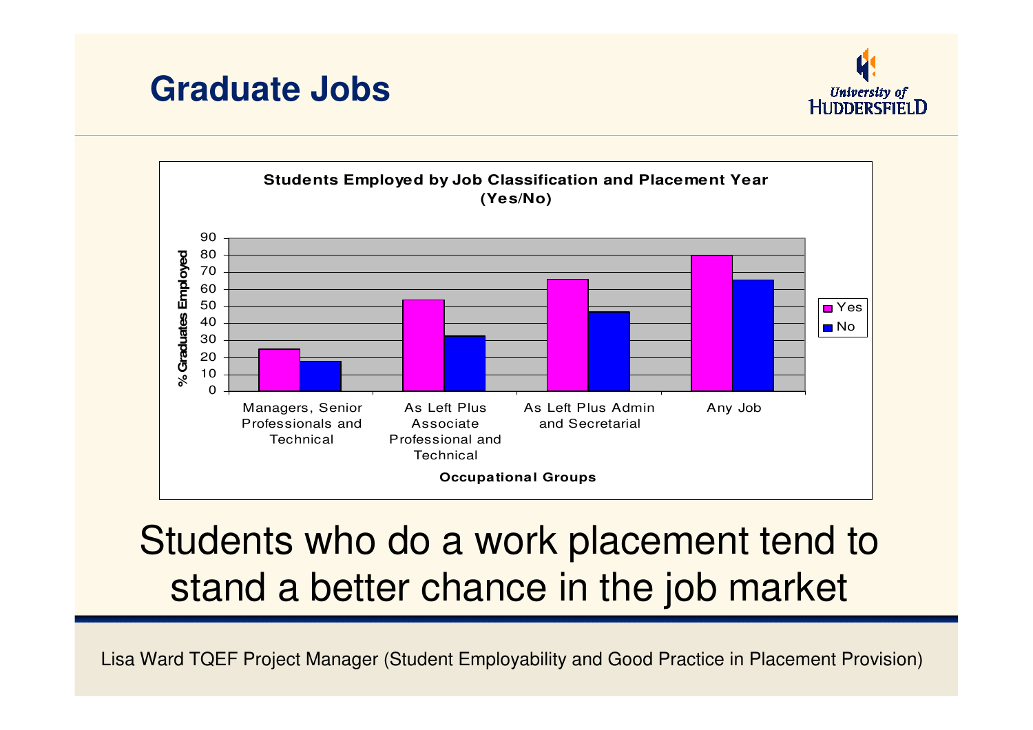# Graduate Jobs

**Students Employed by Job Classification and Placement Year (Yes/No)**

| Occupational Groups | Yes | No |
|---|---|---|
| Managers, Senior Professionals and Technical | 25 | 18 |
| As Left Plus Associate Professional and Technical | 54 | 33 |
| As Left Plus Admin and Secretarial | 66 | 47 |
| Any Job | 80 | 66 |

Students who do a work placement tend to stand a better chance in the job market

Lisa Ward TQEF Project Manager (Student Employability and Good Practice in Placement Provision)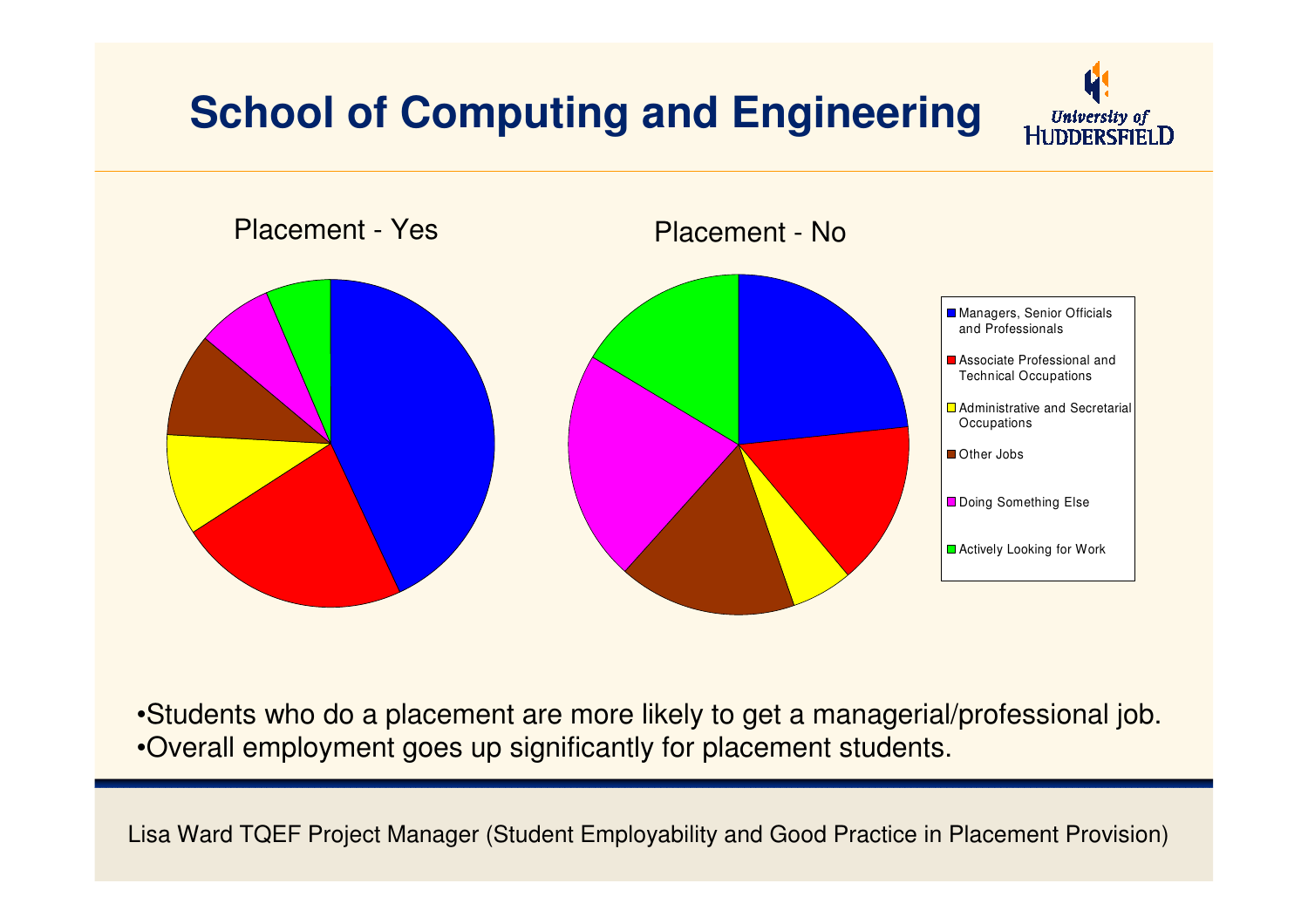# School of Computing and Engineering

Placement - Yes

Placement - No

- Managers, Senior Officials and Professionals
- Associate Professional and Technical Occupations
- Administrative and Secretarial Occupations
- Other Jobs
- Doing Something Else
- Actively Looking for Work

- Students who do a placement are more likely to get a managerial/professional job.
- Overall employment goes up significantly for placement students.

Lisa Ward TQEF Project Manager (Student Employability and Good Practice in Placement Provision)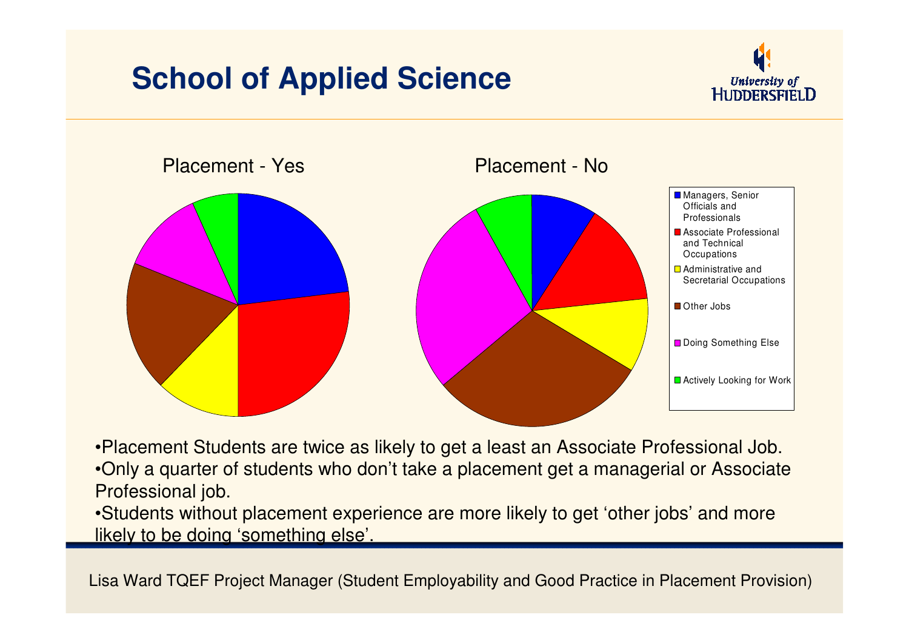# School of Applied Science

Placement - Yes

Placement - No

- Managers, Senior Officials and Professionals
- Associate Professional and Technical Occupations
- Administrative and Secretarial Occupations
- Other Jobs
- Doing Something Else
- Actively Looking for Work

- Placement Students are twice as likely to get a least an Associate Professional Job.
- Only a quarter of students who don't take a placement get a managerial or Associate Professional job.
- Students without placement experience are more likely to get 'other jobs' and more likely to be doing 'something else'.

Lisa Ward TQEF Project Manager (Student Employability and Good Practice in Placement Provision)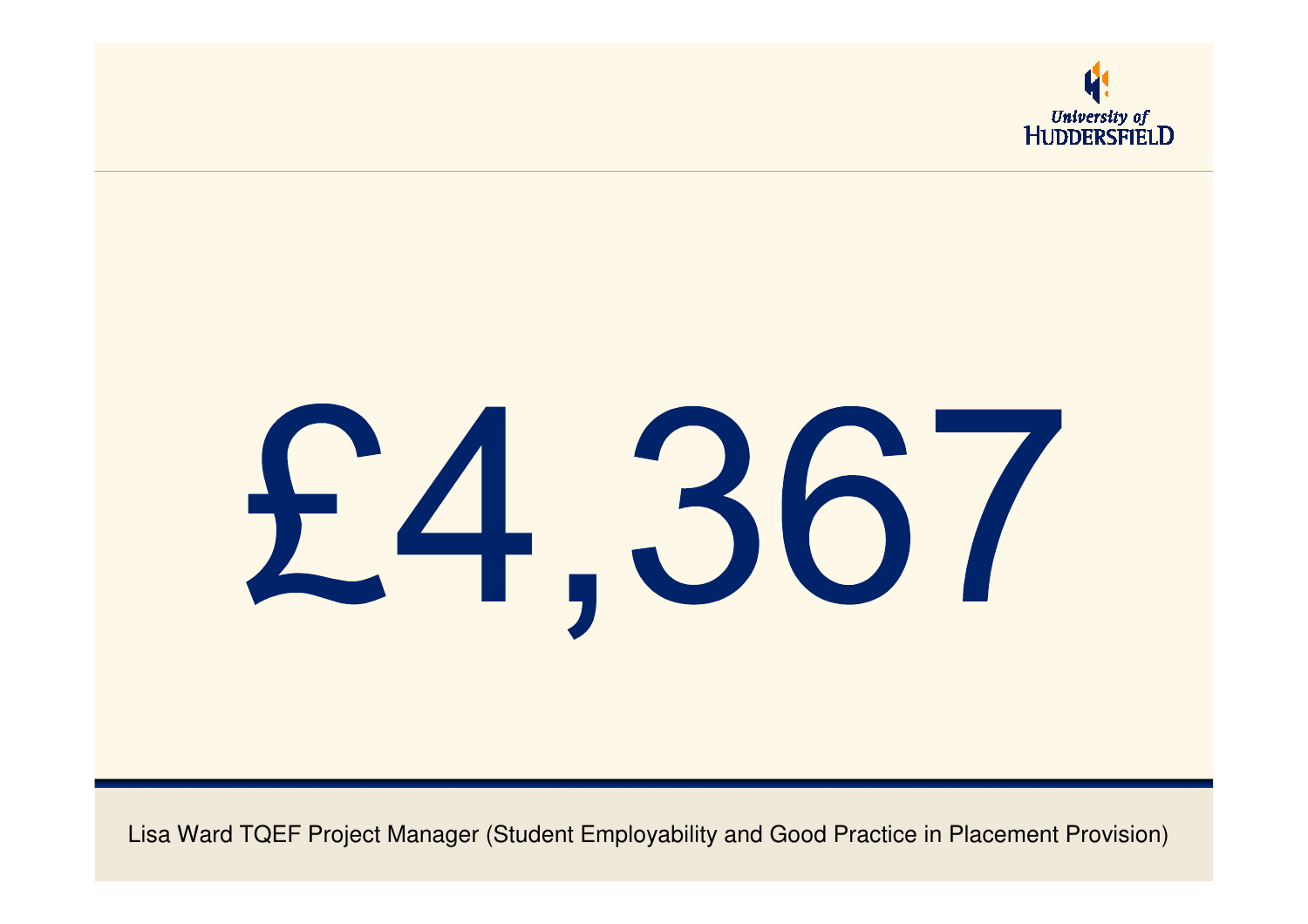# £4,367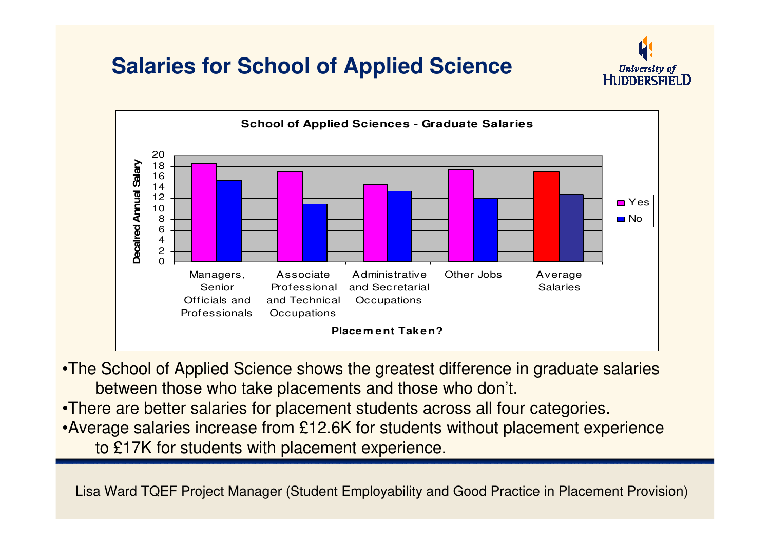# Salaries for School of Applied Science

**School of Applied Sciences - Graduate Salaries**

Decalred Annual Salary

20
18
16
14
12
10
8
6
4
2
0

Managers, Senior Officials and Professionals | Associate Professional and Technical Occupations | Administrative and Secretarial Occupations | Other Jobs | Average Salaries

**Placement Taken?**

Yes
No

- The School of Applied Science shows the greatest difference in graduate salaries between those who take placements and those who don't.
- There are better salaries for placement students across all four categories.
- Average salaries increase from £12.6K for students without placement experience to £17K for students with placement experience.

Lisa Ward TQEF Project Manager (Student Employability and Good Practice in Placement Provision)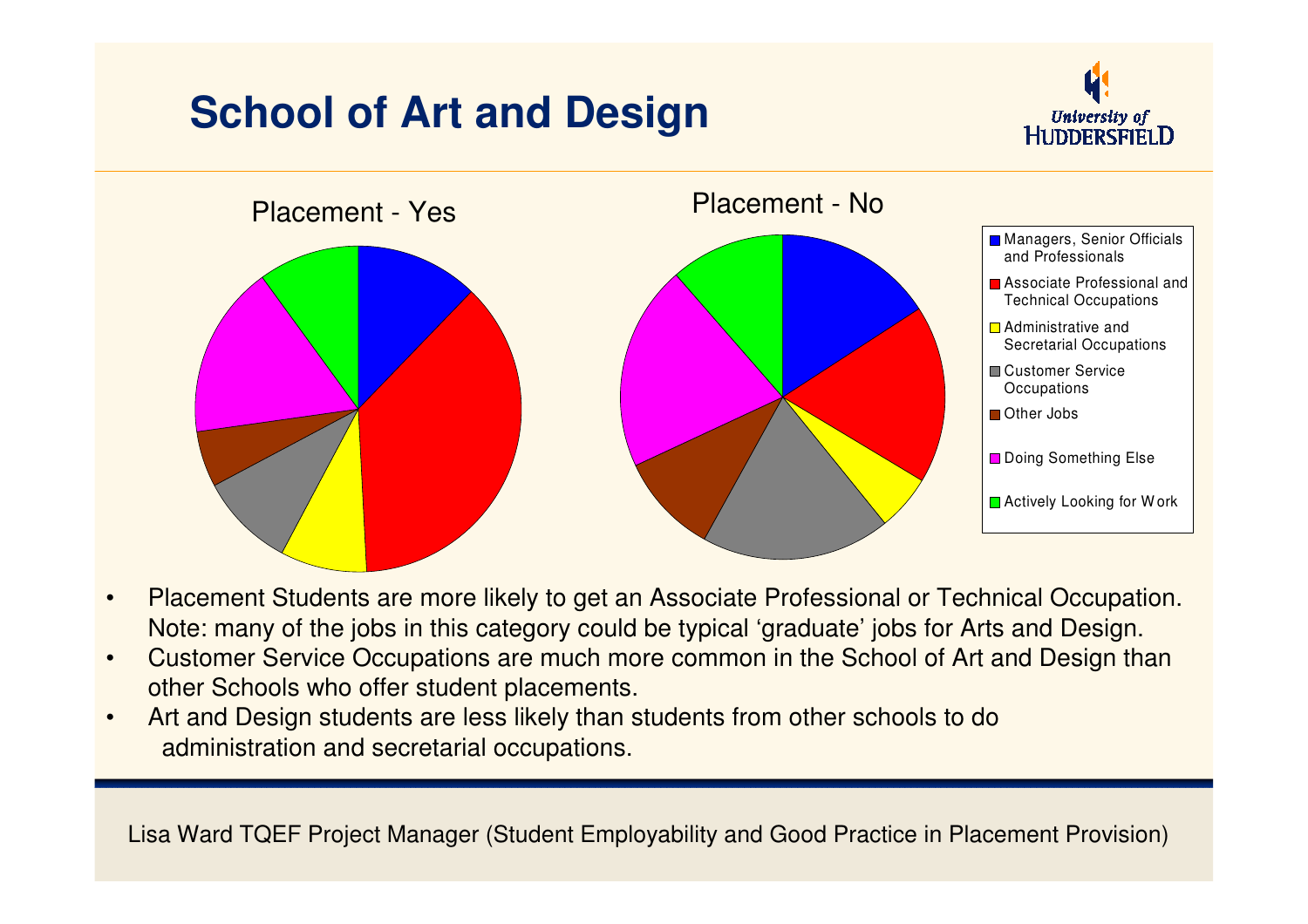# School of Art and Design

Placement - Yes

Placement - No

- Managers, Senior Officials and Professionals
- Associate Professional and Technical Occupations
- Administrative and Secretarial Occupations
- Customer Service Occupations
- Other Jobs
- Doing Something Else
- Actively Looking for Work

- Placement Students are more likely to get an Associate Professional or Technical Occupation. Note: many of the jobs in this category could be typical 'graduate' jobs for Arts and Design.
- Customer Service Occupations are much more common in the School of Art and Design than other Schools who offer student placements.
- Art and Design students are less likely than students from other schools to do administration and secretarial occupations.

Lisa Ward TQEF Project Manager (Student Employability and Good Practice in Placement Provision)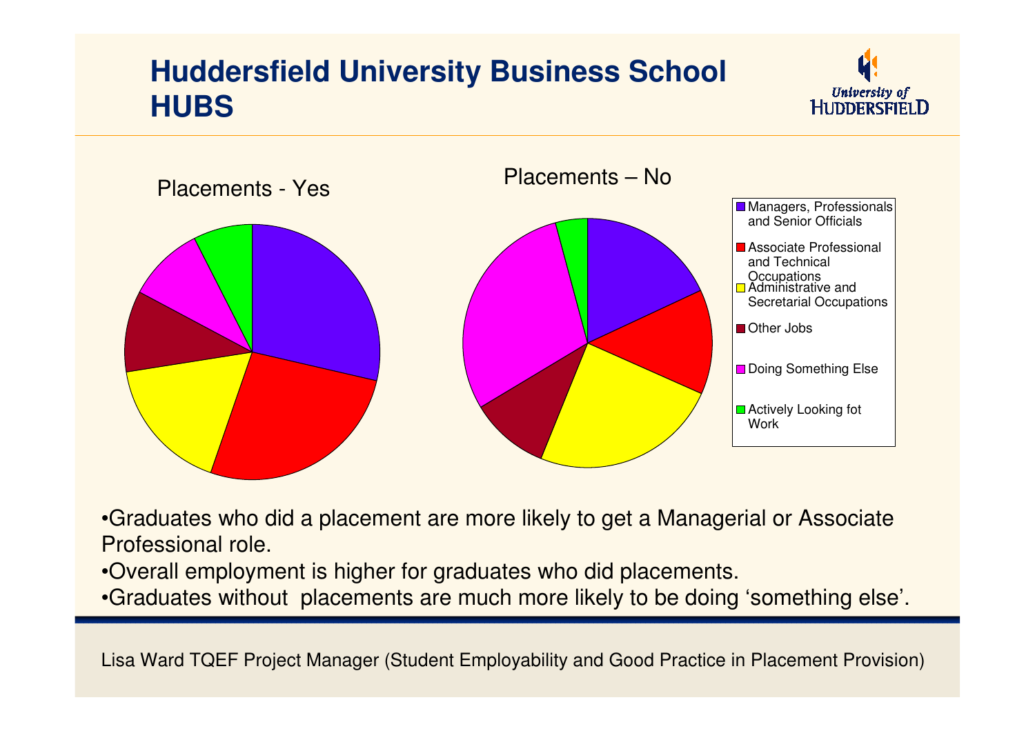# Huddersfield University Business School HUBS

Placements - Yes

Placements – No

- Managers, Professionals and Senior Officials
- Associate Professional and Technical Occupations
- Administrative and Secretarial Occupations
- Other Jobs
- Doing Something Else
- Actively Looking fot Work

- Graduates who did a placement are more likely to get a Managerial or Associate Professional role.
- Overall employment is higher for graduates who did placements.
- Graduates without placements are much more likely to be doing 'something else'.

Lisa Ward TQEF Project Manager (Student Employability and Good Practice in Placement Provision)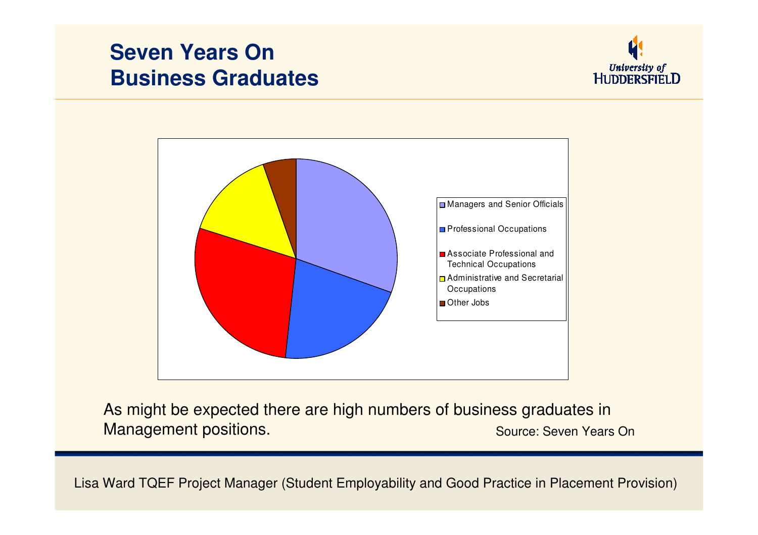# Seven Years On
# Business Graduates

- Managers and Senior Officials
- Professional Occupations
- Associate Professional and Technical Occupations
- Administrative and Secretarial Occupations
- Other Jobs

As might be expected there are high numbers of business graduates in Management positions.

Source: Seven Years On

Lisa Ward TQEF Project Manager (Student Employability and Good Practice in Placement Provision)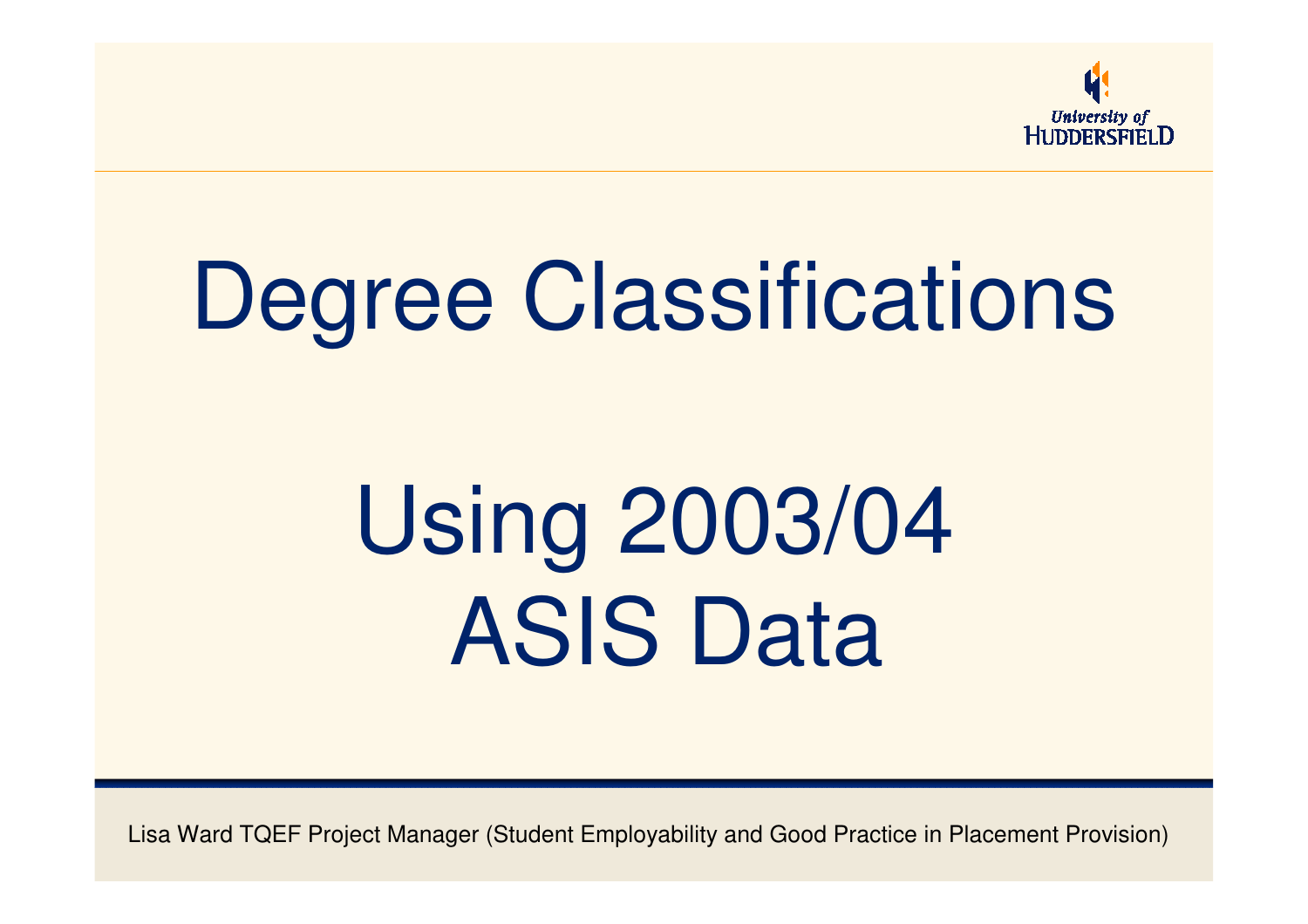# Degree Classifications

# Using 2003/04 ASIS Data

Lisa Ward TQEF Project Manager (Student Employability and Good Practice in Placement Provision)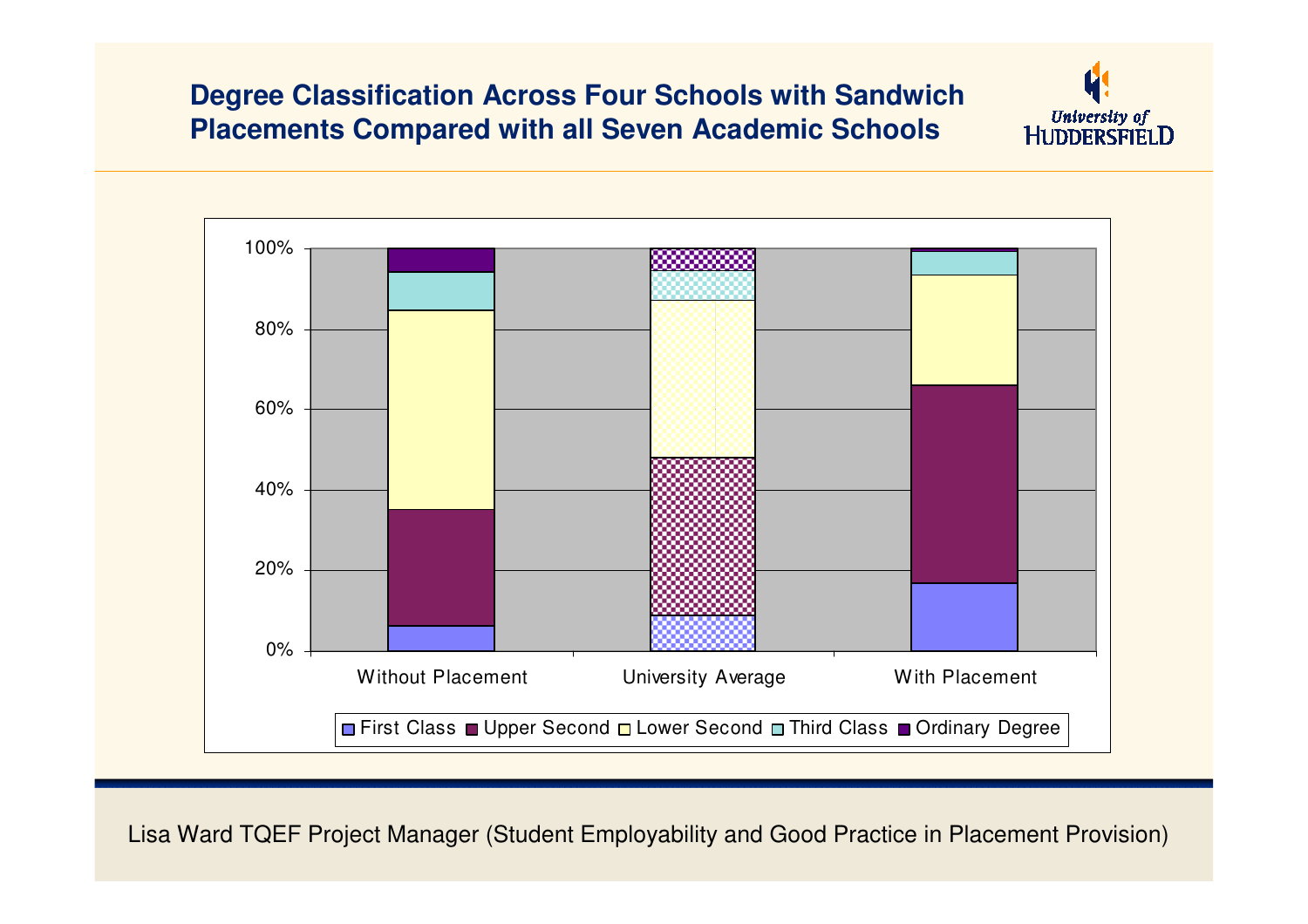## Degree Classification Across Four Schools with Sandwich Placements Compared with all Seven Academic Schools

University of Huddersfield

100%
80%
60%
40%
20%
0%

Without Placement | University Average | With Placement

First Class | Upper Second | Lower Second | Third Class | Ordinary Degree

Lisa Ward TQEF Project Manager (Student Employability and Good Practice in Placement Provision)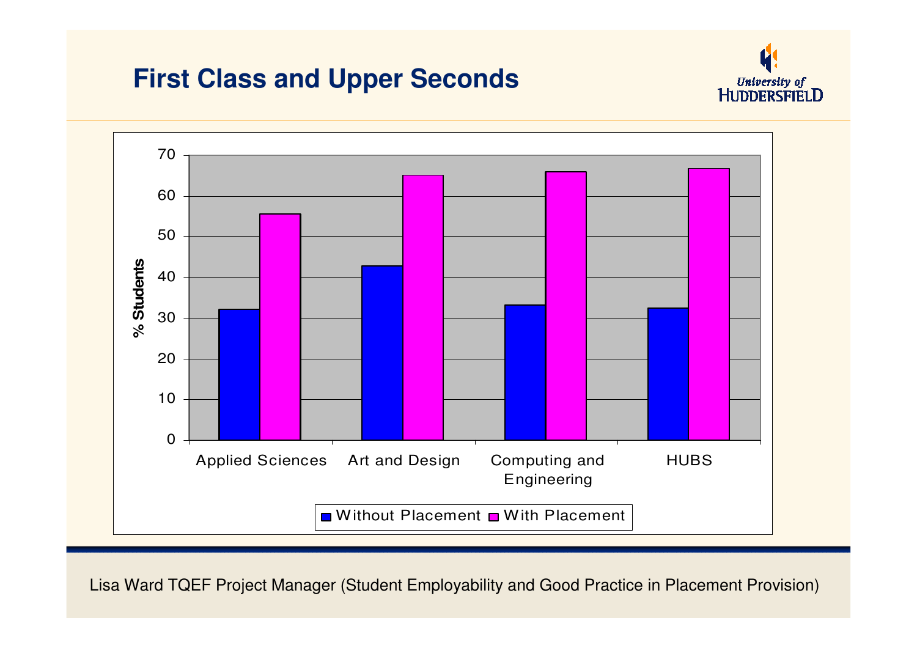## First Class and Upper Seconds

| | Without Placement | With Placement |
|---|---|---|
| Applied Sciences | 32 | 55.5 |
| Art and Design | 42.8 | 65 |
| Computing and Engineering | 33.2 | 66 |
| HUBS | 32.4 | 66.8 |

% Students

Lisa Ward TQEF Project Manager (Student Employability and Good Practice in Placement Provision)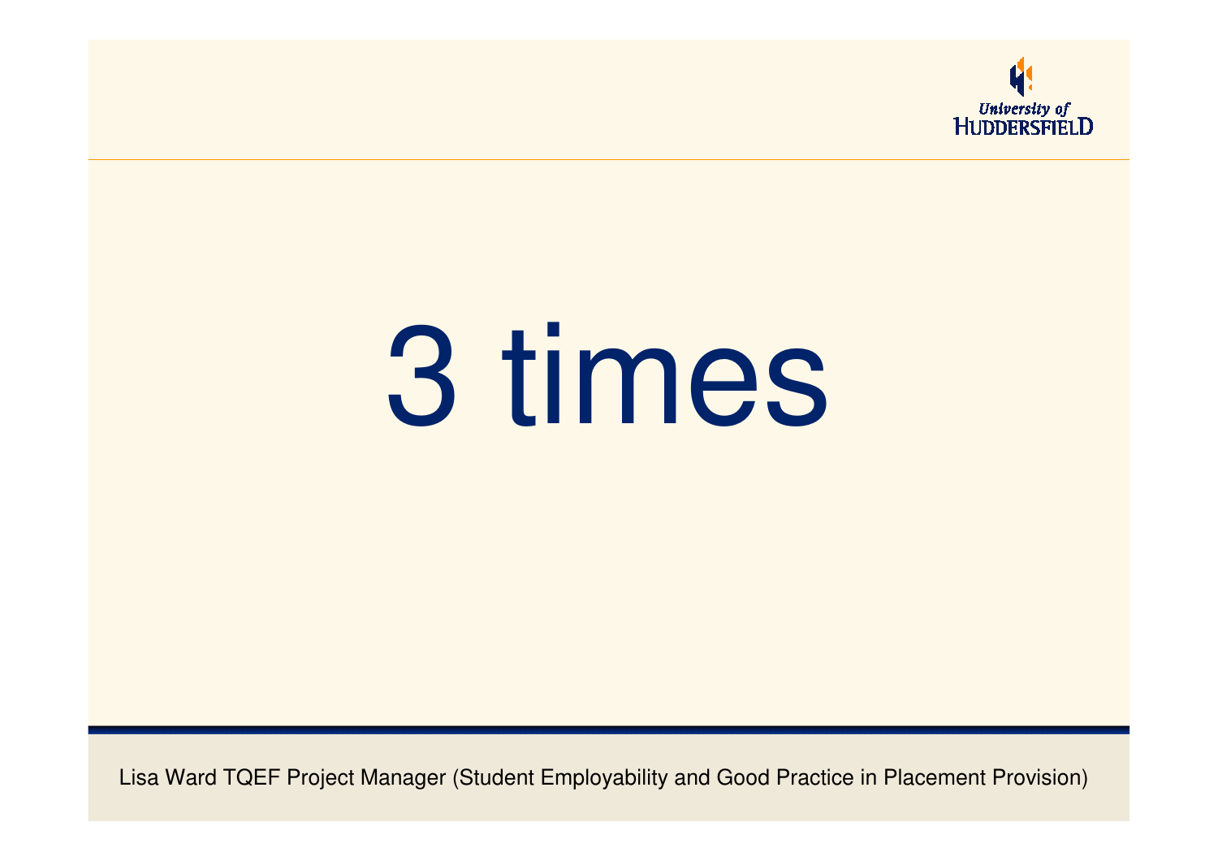# 3 times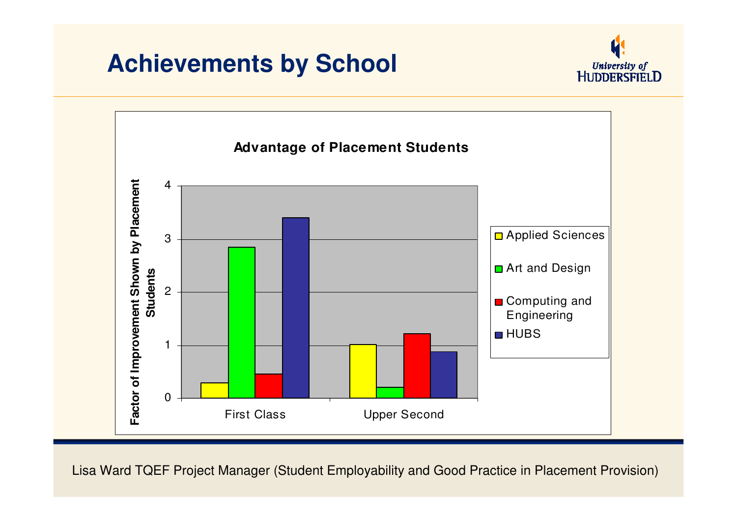# Achievements by School

**Advantage of Placement Students**

Factor of Improvement Shown by Placement Students

| | Applied Sciences | Art and Design | Computing and Engineering | HUBS |
|---|---|---|---|---|
| First Class | 0.3 | 2.85 | 0.45 | 3.4 |
| Upper Second | 1.0 | 0.2 | 1.2 | 0.88 |

Lisa Ward TQEF Project Manager (Student Employability and Good Practice in Placement Provision)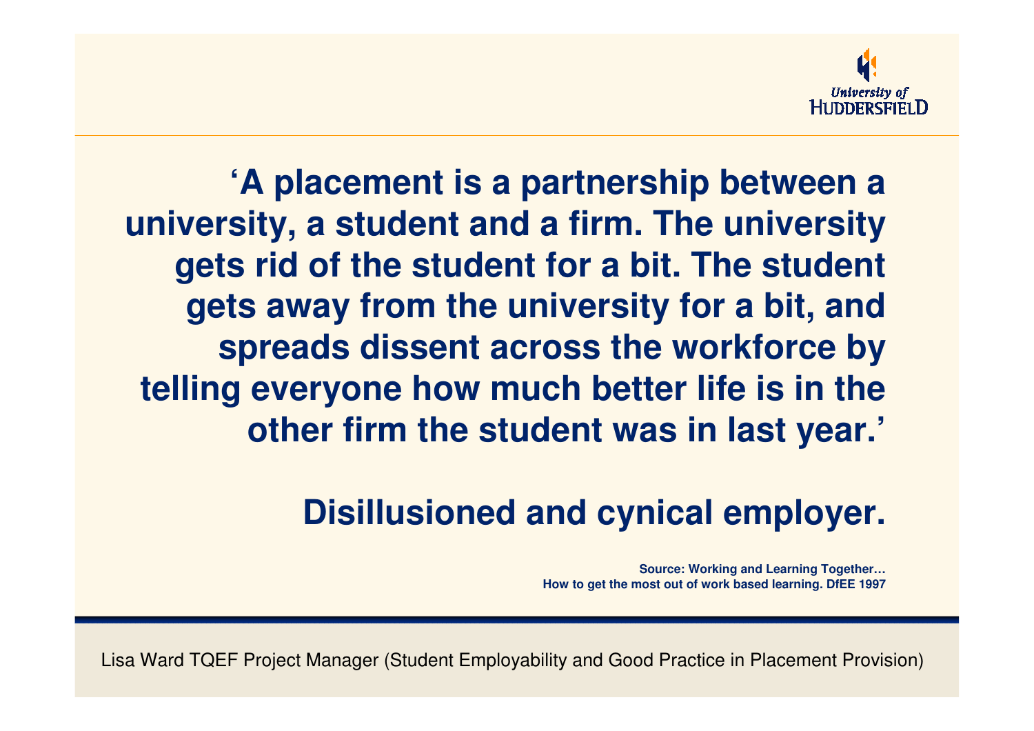**'A placement is a partnership between a university, a student and a firm. The university gets rid of the student for a bit. The student gets away from the university for a bit, and spreads dissent across the workforce by telling everyone how much better life is in the other firm the student was in last year.'**

**Disillusioned and cynical employer.**

Source: Working and Learning Together…
How to get the most out of work based learning. DfEE 1997

Lisa Ward TQEF Project Manager (Student Employability and Good Practice in Placement Provision)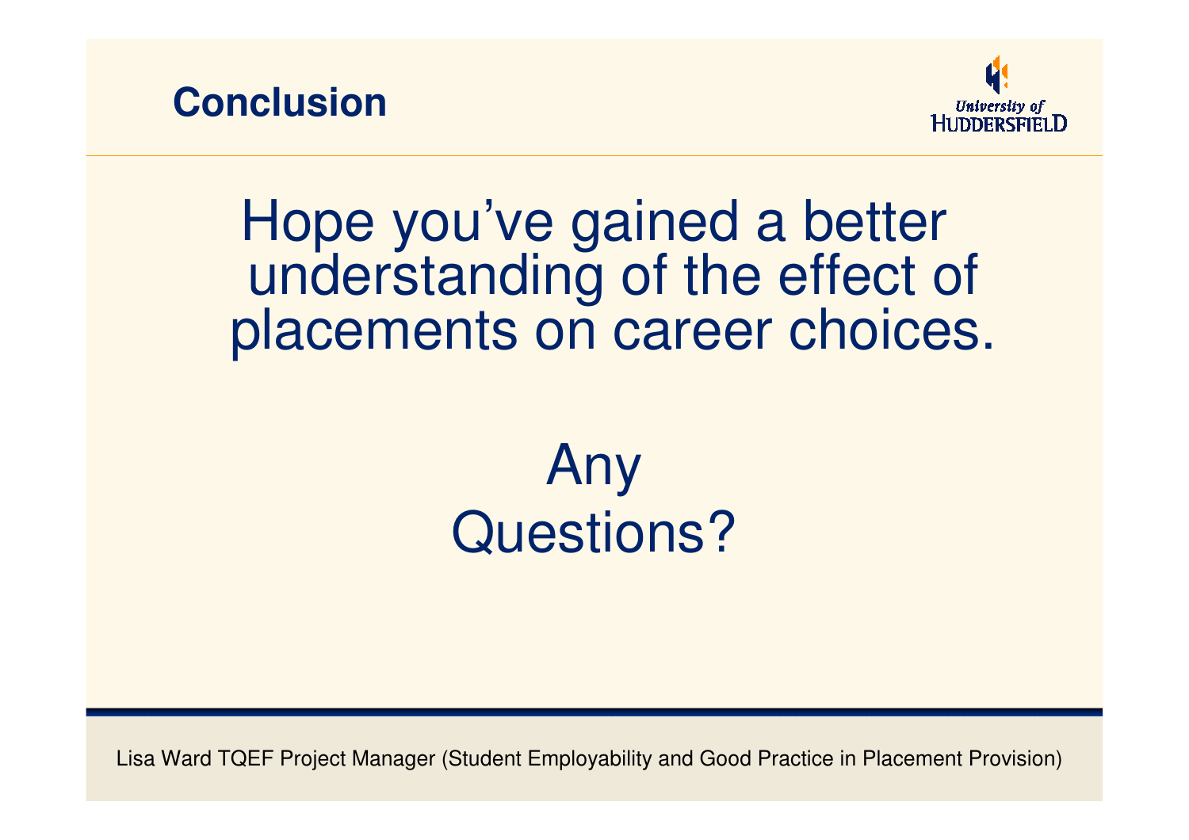## Conclusion

Hope you've gained a better understanding of the effect of placements on career choices.

Any Questions?

Lisa Ward TQEF Project Manager (Student Employability and Good Practice in Placement Provision)